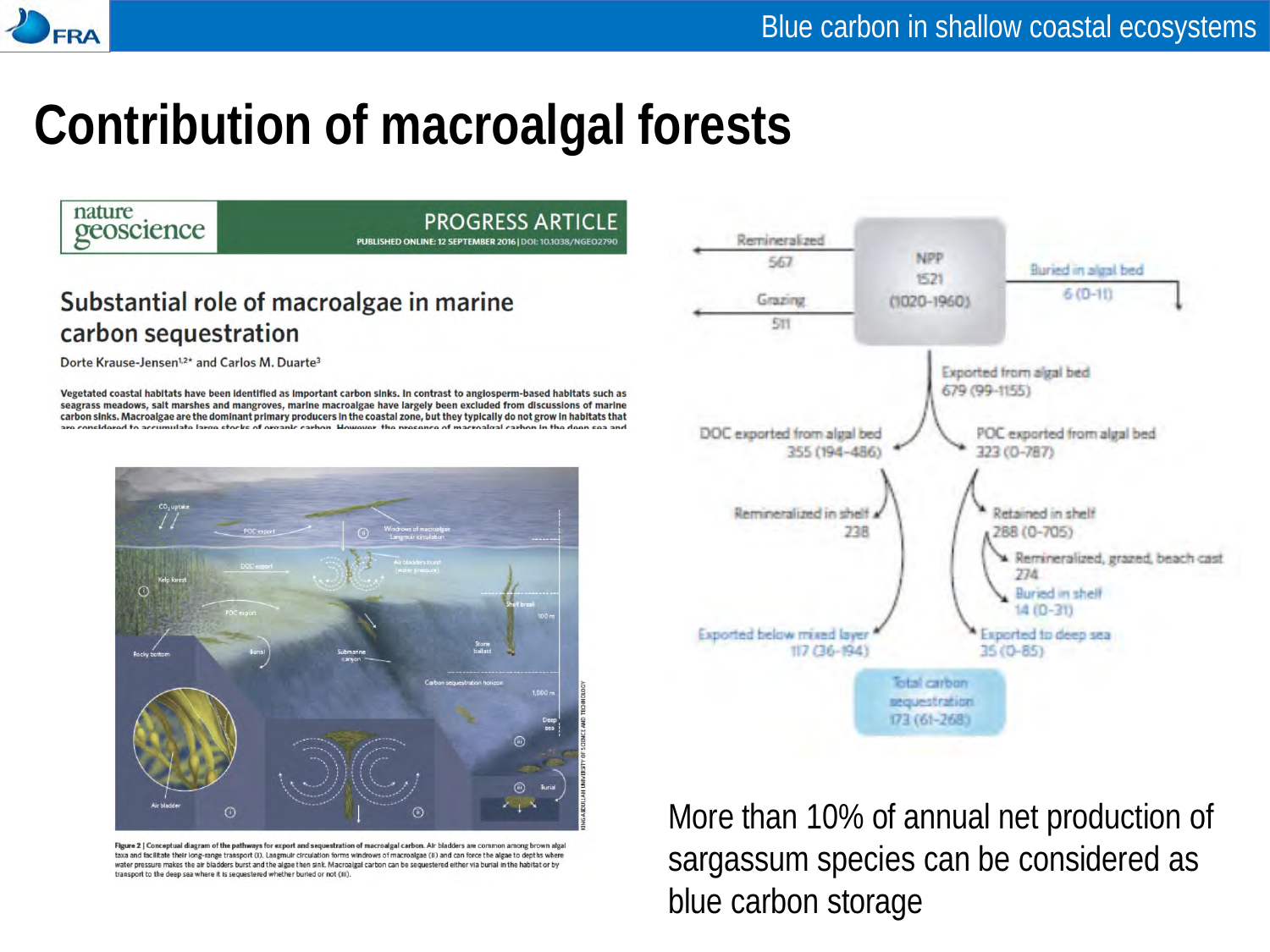# Contribution of macroalgal forests

nature geoscience — PROGRESS ARTICLE

PUBLISHED ONLINE: 12 SEPTEMBER 2016 | DOI: 10.1038/NGEO2790

## Substantial role of macroalgae in marine carbon sequestration

Dorte Krause-Jensen[1,2*] and Carlos M. Duarte[3]

**Vegetated coastal habitats have been identified as important carbon sinks. In contrast to angiosperm-based habitats such as seagrass meadows, salt marshes and mangroves, marine macroalgae have largely been excluded from discussions of marine carbon sinks. Macroalgae are the dominant primary producers in the coastal zone, but they typically do not grow in habitats that are considered to accumulate large stocks of organic carbon. However, the presence of macroalgal carbon in the deep sea and**

Figure 2 | Conceptual diagram of the pathways for export and sequestration of macroalgal carbon. Air bladders are common among brown algal taxa and facilitate their long-range transport (I). Langmuir circulation forms windrows of macroalgae (II) and can force the algae to depths where water pressure makes the air bladders burst and the algae then sink. Macroalgal carbon can be sequestered either via burial in the habitat or by transport to the deep sea where it is sequestered whether buried or not (III).

- NPP 1521 (1020–1960)
  - Remineralized 567
  - Grazing 511
  - Buried in algal bed 6 (0–11)
  - Exported from algal bed 679 (99–1155)
    - DOC exported from algal bed 355 (194–486)
      - Remineralized in shelf 238
      - Exported below mixed layer 117 (36–194)
    - POC exported from algal bed 323 (0–787)
      - Retained in shelf 288 (0–705)
        - Remineralized, grazed, beach cast 274
        - Buried in shelf 14 (0–31)
      - Exported to deep sea 35 (0–85)
- Total carbon sequestration 173 (61–268)

More than 10% of annual net production of sargassum species can be considered as blue carbon storage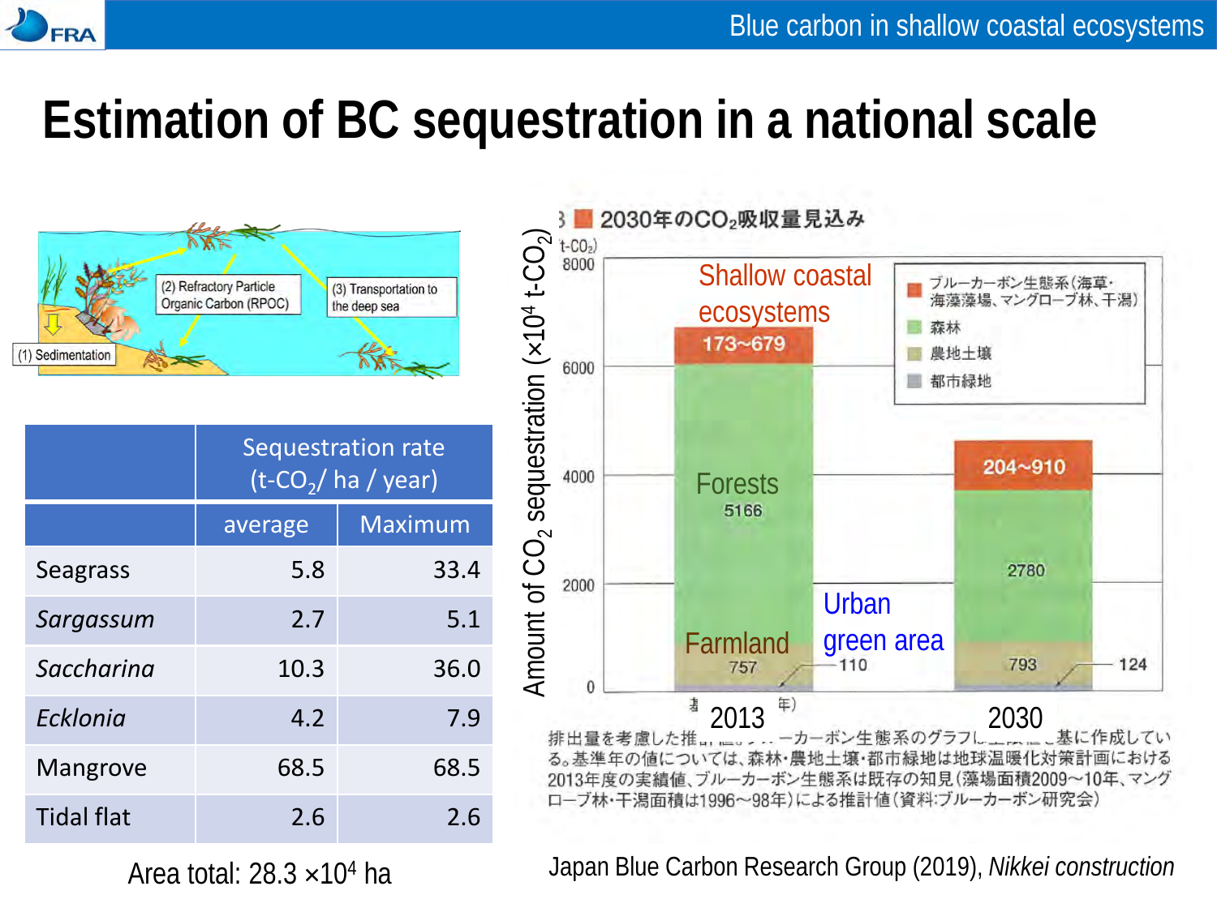# Estimation of BC sequestration in a national scale

(1) Sedimentation

(2) Refractory Particle Organic Carbon (RPOC)

(3) Transportation to the deep sea

| | Sequestration rate ($t\text{-}CO_2$/ ha / year) | |
|---|---|---|
| | average | Maximum |
| Seagrass | 5.8 | 33.4 |
| *Sargassum* | 2.7 | 5.1 |
| *Saccharina* | 10.3 | 36.0 |
| *Ecklonia* | 4.2 | 7.9 |
| Mangrove | 68.5 | 68.5 |
| Tidal flat | 2.6 | 2.6 |

Area total: 28.3 $\times 10^4$ ha

2030年の$CO_2$吸収量見込み

Amount of $CO_2$ sequestration ($\times 10^4$ $t\text{-}CO_2$)

| | 2013 | 2030 |
|---|---|---|
| Shallow coastal ecosystems | 173~679 | 204~910 |
| Forests | 5166 | 2780 |
| Farmland | 757 | 793 |
| Urban green area | 110 | 124 |

ブルーカーボン生態系（海草・海藻藻場、マングローブ林、干潟）

森林

農地土壌

都市緑地

排出量を考慮した推計値。ブルーカーボン生態系のグラフは…基に作成している。基準年の値については、森林・農地土壌・都市緑地は地球温暖化対策計画における2013年度の実績値、ブルーカーボン生態系は既存の知見（藻場面積2009〜10年、マングローブ林・干潟面積は1996〜98年）による推計値（資料:ブルーカーボン研究会）

Japan Blue Carbon Research Group (2019), *Nikkei construction*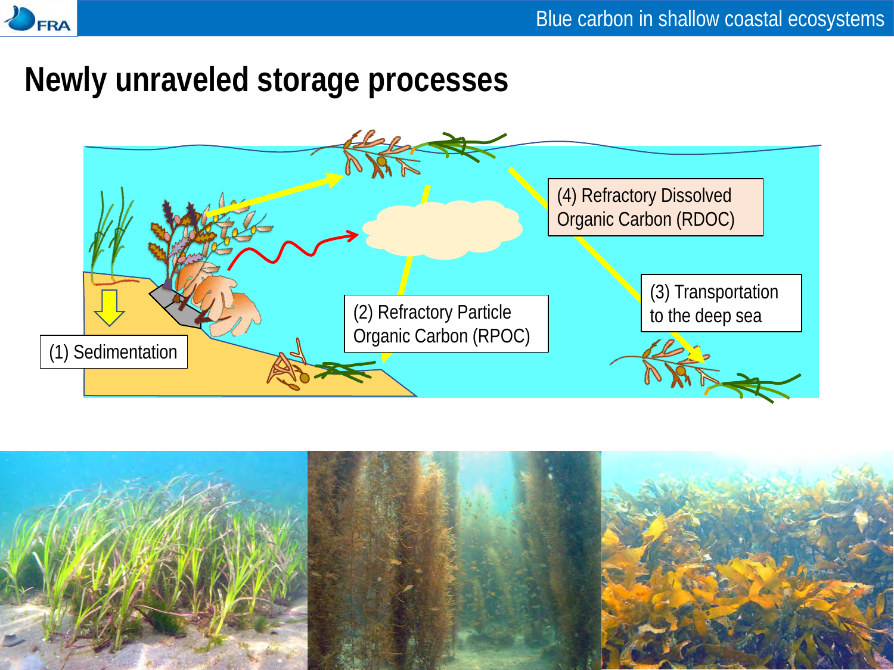# Newly unraveled storage processes

(1) Sedimentation

(2) Refractory Particle Organic Carbon (RPOC)

(3) Transportation to the deep sea

(4) Refractory Dissolved Organic Carbon (RDOC)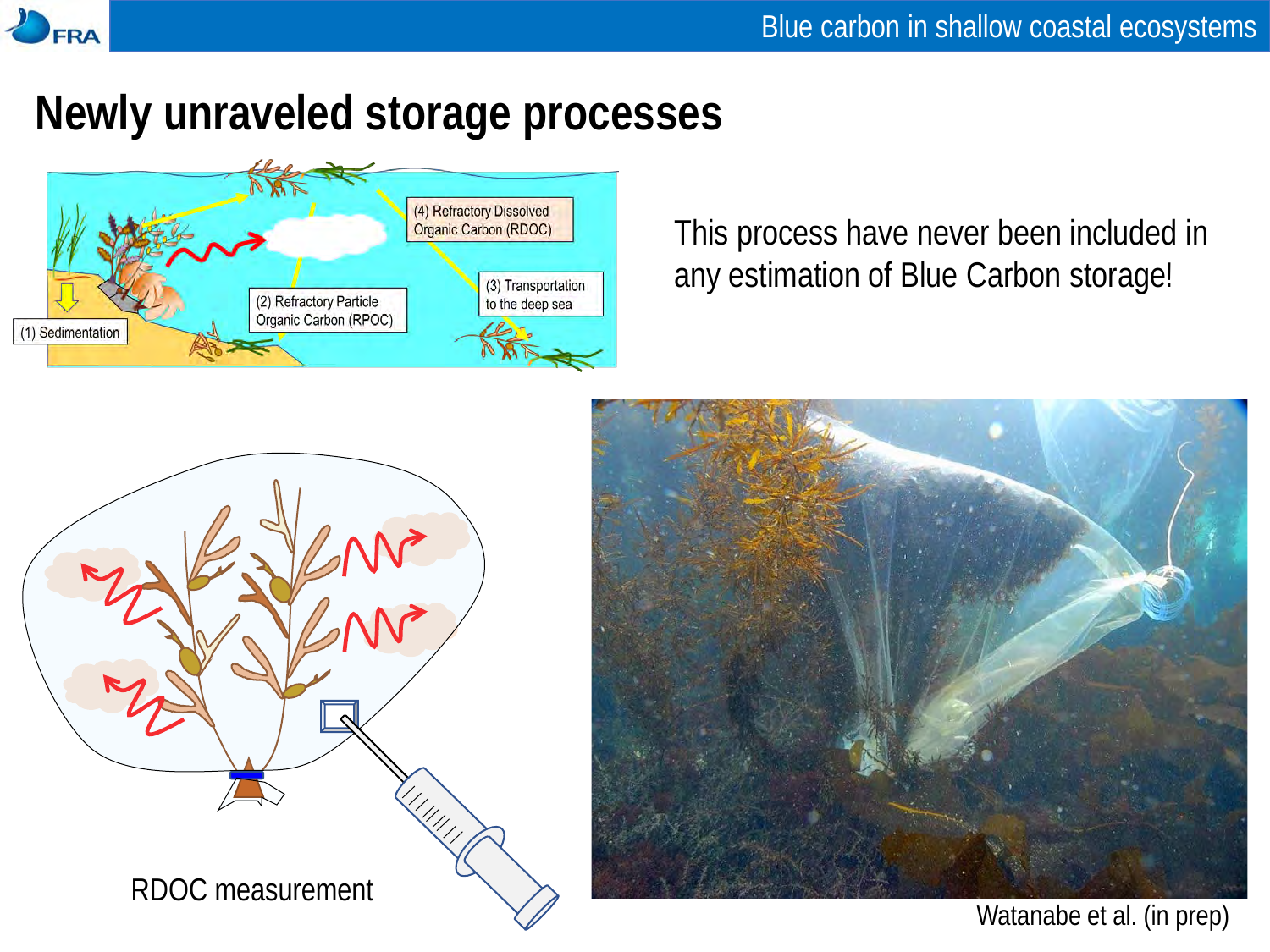# Newly unraveled storage processes

(1) Sedimentation

(2) Refractory Particle Organic Carbon (RPOC)

(3) Transportation to the deep sea

(4) Refractory Dissolved Organic Carbon (RDOC)

This process have never been included in any estimation of Blue Carbon storage!

RDOC measurement

Watanabe et al. (in prep)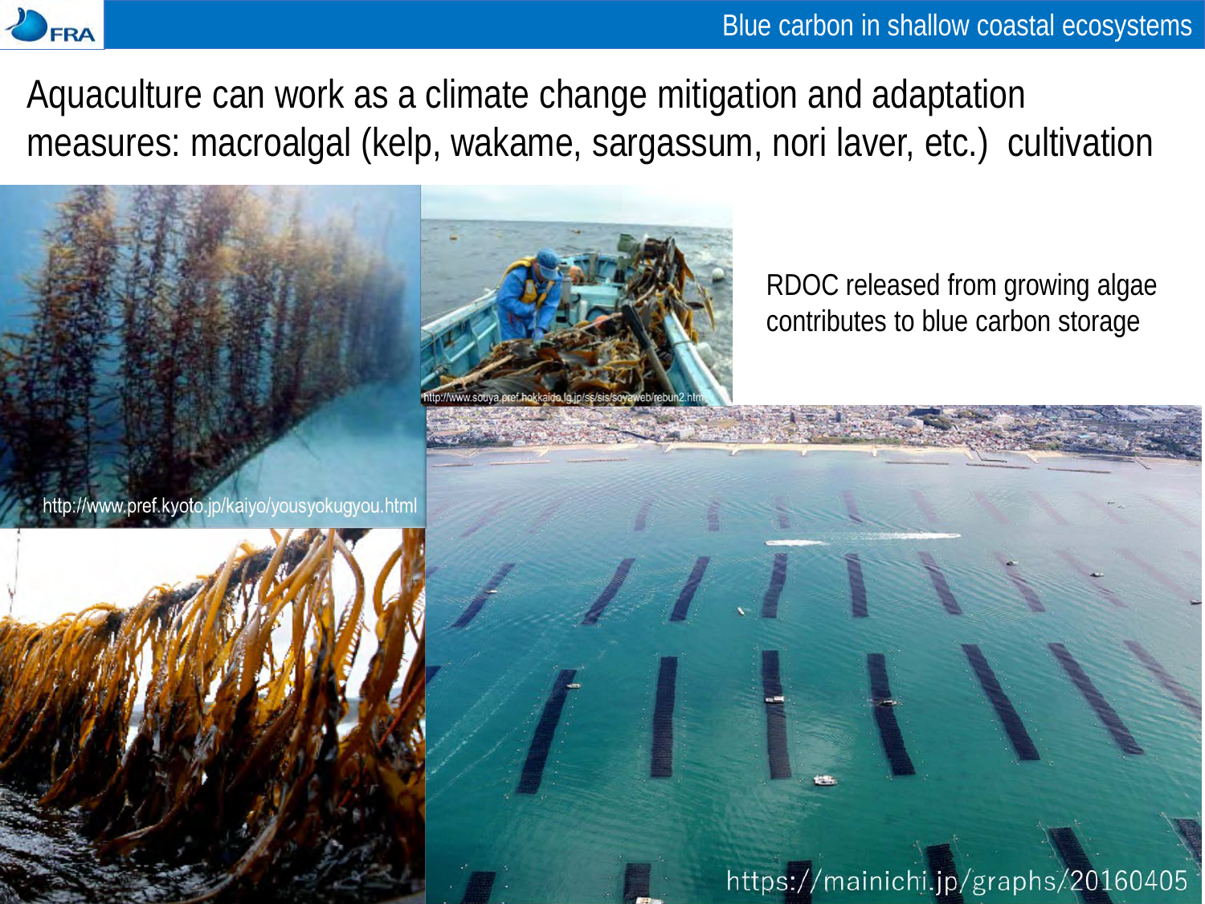Aquaculture can work as a climate change mitigation and adaptation measures: macroalgal (kelp, wakame, sargassum, nori laver, etc.) cultivation

RDOC released from growing algae contributes to blue carbon storage

http://www.pref.kyoto.jp/kaiyo/yousyokugyou.html

http://www.souya.pref.hokkaido.lg.jp/ss/sis/soyaweb/rebun2.htm

https://mainichi.jp/graphs/20160405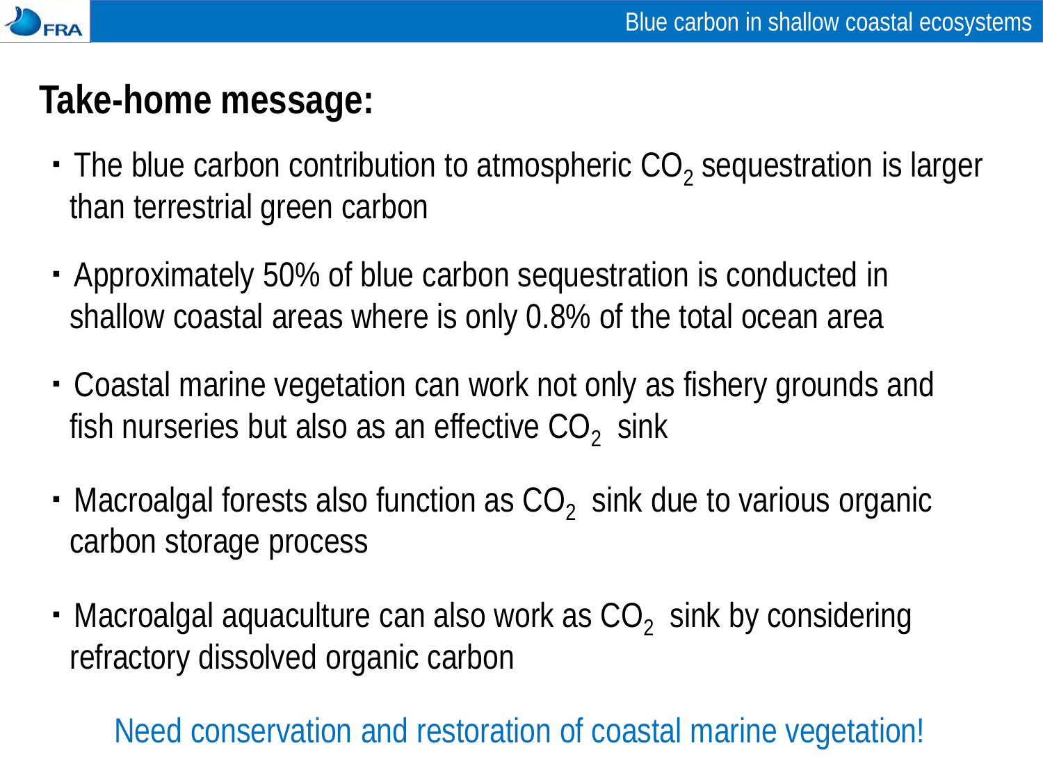## Take-home message:

- The blue carbon contribution to atmospheric $CO_2$ sequestration is larger than terrestrial green carbon
- Approximately 50% of blue carbon sequestration is conducted in shallow coastal areas where is only 0.8% of the total ocean area
- Coastal marine vegetation can work not only as fishery grounds and fish nurseries but also as an effective $CO_2$ sink
- Macroalgal forests also function as $CO_2$ sink due to various organic carbon storage process
- Macroalgal aquaculture can also work as $CO_2$ sink by considering refractory dissolved organic carbon

Need conservation and restoration of coastal marine vegetation!